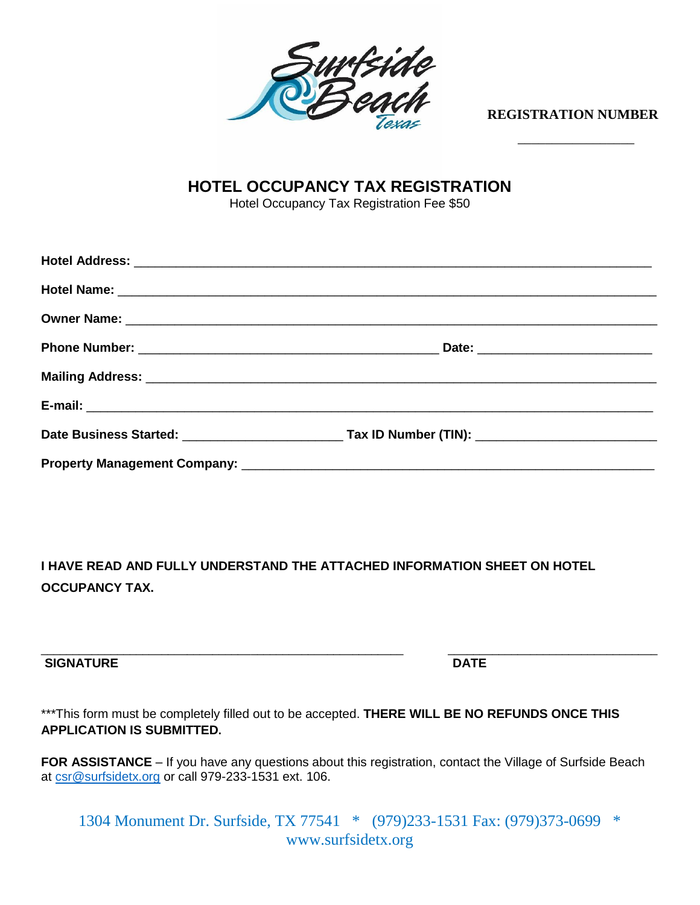Surfside Beach Texas

**REGISTRATION NUMBER**

________________

# HOTEL OCCUPANCY TAX REGISTRATION

Hotel Occupancy Tax Registration Fee $50

**Hotel Address:** ______________________________________________________________________

**Hotel Name:** ________________________________________________________________________

**Owner Name:** _______________________________________________________________________

**Phone Number:** ____________________________________ **Date:** ______________________

**Mailing Address:** ____________________________________________________________________

**E-mail:** _____________________________________________________________________________

**Date Business Started:** _____________________ **Tax ID Number (TIN):** _______________________

**Property Management Company:** _______________________________________________________

**I HAVE READ AND FULLY UNDERSTAND THE ATTACHED INFORMATION SHEET ON HOTEL OCCUPANCY TAX.**

_____________________________________________ ____________________________

**SIGNATURE** **DATE**

***This form must be completely filled out to be accepted. **THERE WILL BE NO REFUNDS ONCE THIS APPLICATION IS SUBMITTED.**

**FOR ASSISTANCE** – If you have any questions about this registration, contact the Village of Surfside Beach at csr@surfsidetx.org or call 979-233-1531 ext. 106.

1304 Monument Dr. Surfside, TX 77541 * (979)233-1531 Fax: (979)373-0699 * www.surfsidetx.org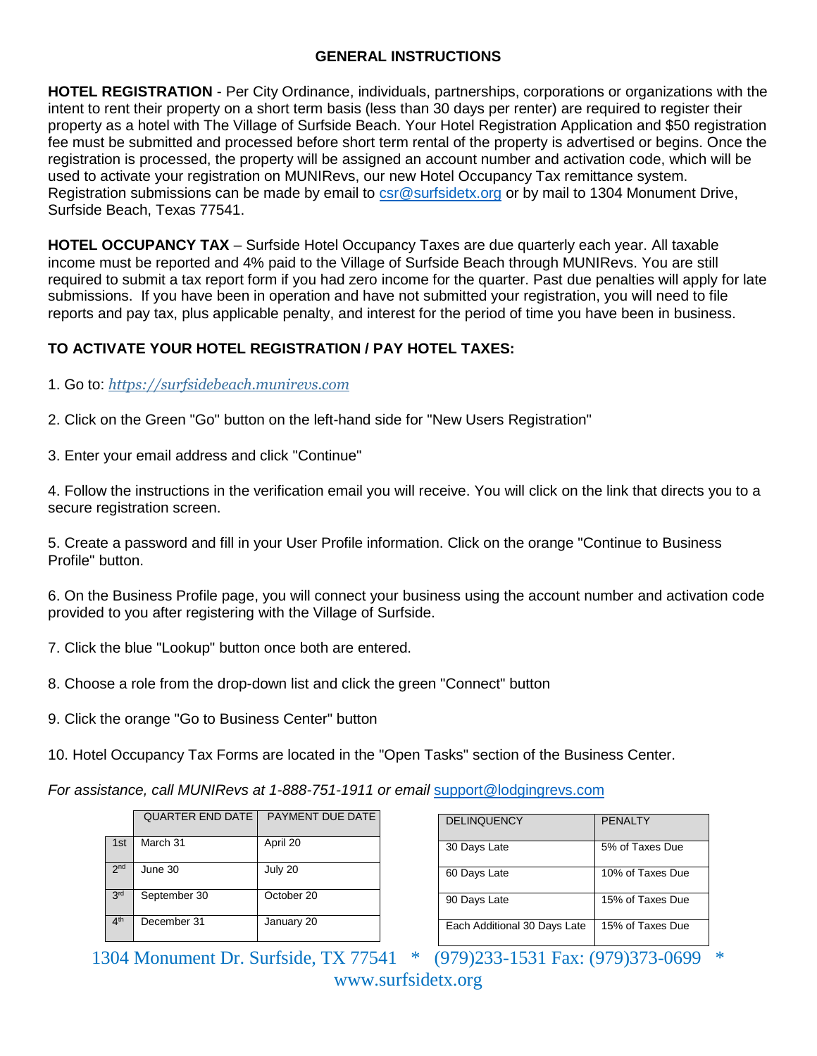## GENERAL INSTRUCTIONS

**HOTEL REGISTRATION** - Per City Ordinance, individuals, partnerships, corporations or organizations with the intent to rent their property on a short term basis (less than 30 days per renter) are required to register their property as a hotel with The Village of Surfside Beach. Your Hotel Registration Application and $50 registration fee must be submitted and processed before short term rental of the property is advertised or begins. Once the registration is processed, the property will be assigned an account number and activation code, which will be used to activate your registration on MUNIRevs, our new Hotel Occupancy Tax remittance system. Registration submissions can be made by email to csr@surfsidetx.org or by mail to 1304 Monument Drive, Surfside Beach, Texas 77541.

**HOTEL OCCUPANCY TAX** – Surfside Hotel Occupancy Taxes are due quarterly each year. All taxable income must be reported and 4% paid to the Village of Surfside Beach through MUNIRevs. You are still required to submit a tax report form if you had zero income for the quarter. Past due penalties will apply for late submissions. If you have been in operation and have not submitted your registration, you will need to file reports and pay tax, plus applicable penalty, and interest for the period of time you have been in business.

### TO ACTIVATE YOUR HOTEL REGISTRATION / PAY HOTEL TAXES:

1. Go to: *https://surfsidebeach.munirevs.com*
2. Click on the Green "Go" button on the left-hand side for "New Users Registration"
3. Enter your email address and click "Continue"
4. Follow the instructions in the verification email you will receive. You will click on the link that directs you to a secure registration screen.
5. Create a password and fill in your User Profile information. Click on the orange "Continue to Business Profile" button.
6. On the Business Profile page, you will connect your business using the account number and activation code provided to you after registering with the Village of Surfside.
7. Click the blue "Lookup" button once both are entered.
8. Choose a role from the drop-down list and click the green "Connect" button
9. Click the orange "Go to Business Center" button
10. Hotel Occupancy Tax Forms are located in the "Open Tasks" section of the Business Center.

*For assistance, call MUNIRevs at 1-888-751-1911 or email* support@lodgingrevs.com

| | QUARTER END DATE | PAYMENT DUE DATE |
|---|---|---|
| 1st | March 31 | April 20 |
| 2nd | June 30 | July 20 |
| 3rd | September 30 | October 20 |
| 4th | December 31 | January 20 |

| DELINQUENCY | PENALTY |
|---|---|
| 30 Days Late | 5% of Taxes Due |
| 60 Days Late | 10% of Taxes Due |
| 90 Days Late | 15% of Taxes Due |
| Each Additional 30 Days Late | 15% of Taxes Due |

1304 Monument Dr. Surfside, TX 77541 * (979)233-1531 Fax: (979)373-0699 *
www.surfsidetx.org